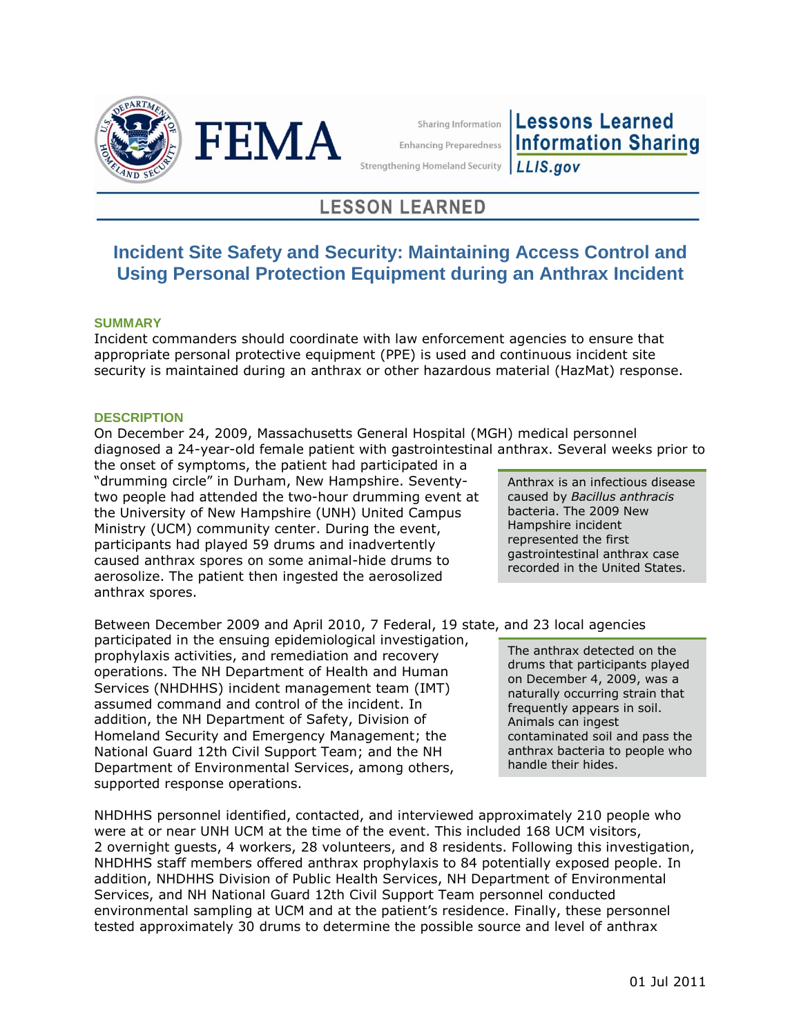LESSON LEARNED

# Incident Site Safety and Security: Maintaining Access Control and Using Personal Protection Equipment during an Anthrax Incident

## SUMMARY

Incident commanders should coordinate with law enforcement agencies to ensure that appropriate personal protective equipment (PPE) is used and continuous incident site security is maintained during an anthrax or other hazardous material (HazMat) response.

## DESCRIPTION

On December 24, 2009, Massachusetts General Hospital (MGH) medical personnel diagnosed a 24-year-old female patient with gastrointestinal anthrax. Several weeks prior to the onset of symptoms, the patient had participated in a "drumming circle" in Durham, New Hampshire. Seventy-two people had attended the two-hour drumming event at the University of New Hampshire (UNH) United Campus Ministry (UCM) community center. During the event, participants had played 59 drums and inadvertently caused anthrax spores on some animal-hide drums to aerosolize. The patient then ingested the aerosolized anthrax spores.

> Anthrax is an infectious disease caused by *Bacillus anthracis* bacteria. The 2009 New Hampshire incident represented the first gastrointestinal anthrax case recorded in the United States.

Between December 2009 and April 2010, 7 Federal, 19 state, and 23 local agencies participated in the ensuing epidemiological investigation, prophylaxis activities, and remediation and recovery operations. The NH Department of Health and Human Services (NHDHHS) incident management team (IMT) assumed command and control of the incident. In addition, the NH Department of Safety, Division of Homeland Security and Emergency Management; the National Guard 12th Civil Support Team; and the NH Department of Environmental Services, among others, supported response operations.

> The anthrax detected on the drums that participants played on December 4, 2009, was a naturally occurring strain that frequently appears in soil. Animals can ingest contaminated soil and pass the anthrax bacteria to people who handle their hides.

NHDHHS personnel identified, contacted, and interviewed approximately 210 people who were at or near UNH UCM at the time of the event. This included 168 UCM visitors, 2 overnight guests, 4 workers, 28 volunteers, and 8 residents. Following this investigation, NHDHHS staff members offered anthrax prophylaxis to 84 potentially exposed people. In addition, NHDHHS Division of Public Health Services, NH Department of Environmental Services, and NH National Guard 12th Civil Support Team personnel conducted environmental sampling at UCM and at the patient's residence. Finally, these personnel tested approximately 30 drums to determine the possible source and level of anthrax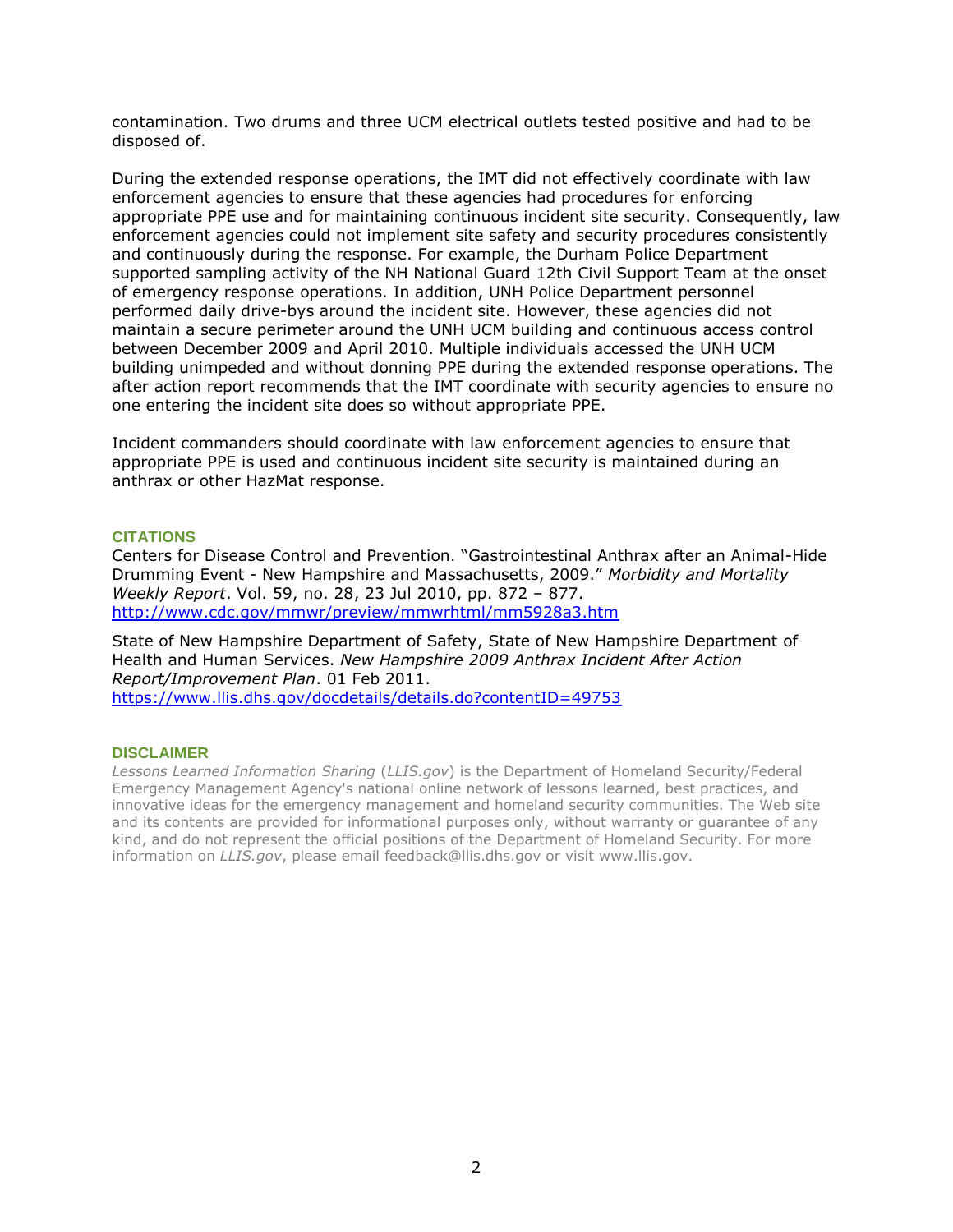contamination. Two drums and three UCM electrical outlets tested positive and had to be disposed of.

During the extended response operations, the IMT did not effectively coordinate with law enforcement agencies to ensure that these agencies had procedures for enforcing appropriate PPE use and for maintaining continuous incident site security. Consequently, law enforcement agencies could not implement site safety and security procedures consistently and continuously during the response. For example, the Durham Police Department supported sampling activity of the NH National Guard 12th Civil Support Team at the onset of emergency response operations. In addition, UNH Police Department personnel performed daily drive-bys around the incident site. However, these agencies did not maintain a secure perimeter around the UNH UCM building and continuous access control between December 2009 and April 2010. Multiple individuals accessed the UNH UCM building unimpeded and without donning PPE during the extended response operations. The after action report recommends that the IMT coordinate with security agencies to ensure no one entering the incident site does so without appropriate PPE.

Incident commanders should coordinate with law enforcement agencies to ensure that appropriate PPE is used and continuous incident site security is maintained during an anthrax or other HazMat response.

## CITATIONS

Centers for Disease Control and Prevention. "Gastrointestinal Anthrax after an Animal-Hide Drumming Event - New Hampshire and Massachusetts, 2009." *Morbidity and Mortality Weekly Report*. Vol. 59, no. 28, 23 Jul 2010, pp. 872 – 877. [http://www.cdc.gov/mmwr/preview/mmwrhtml/mm5928a3.htm](http://www.cdc.gov/mmwr/preview/mmwrhtml/mm5928a3.htm)

State of New Hampshire Department of Safety, State of New Hampshire Department of Health and Human Services. *New Hampshire 2009 Anthrax Incident After Action Report/Improvement Plan*. 01 Feb 2011. [https://www.llis.dhs.gov/docdetails/details.do?contentID=49753](https://www.llis.dhs.gov/docdetails/details.do?contentID=49753)

## DISCLAIMER

*Lessons Learned Information Sharing* (*LLIS.gov*) is the Department of Homeland Security/Federal Emergency Management Agency's national online network of lessons learned, best practices, and innovative ideas for the emergency management and homeland security communities. The Web site and its contents are provided for informational purposes only, without warranty or guarantee of any kind, and do not represent the official positions of the Department of Homeland Security. For more information on *LLIS.gov*, please email feedback@llis.dhs.gov or visit www.llis.gov.